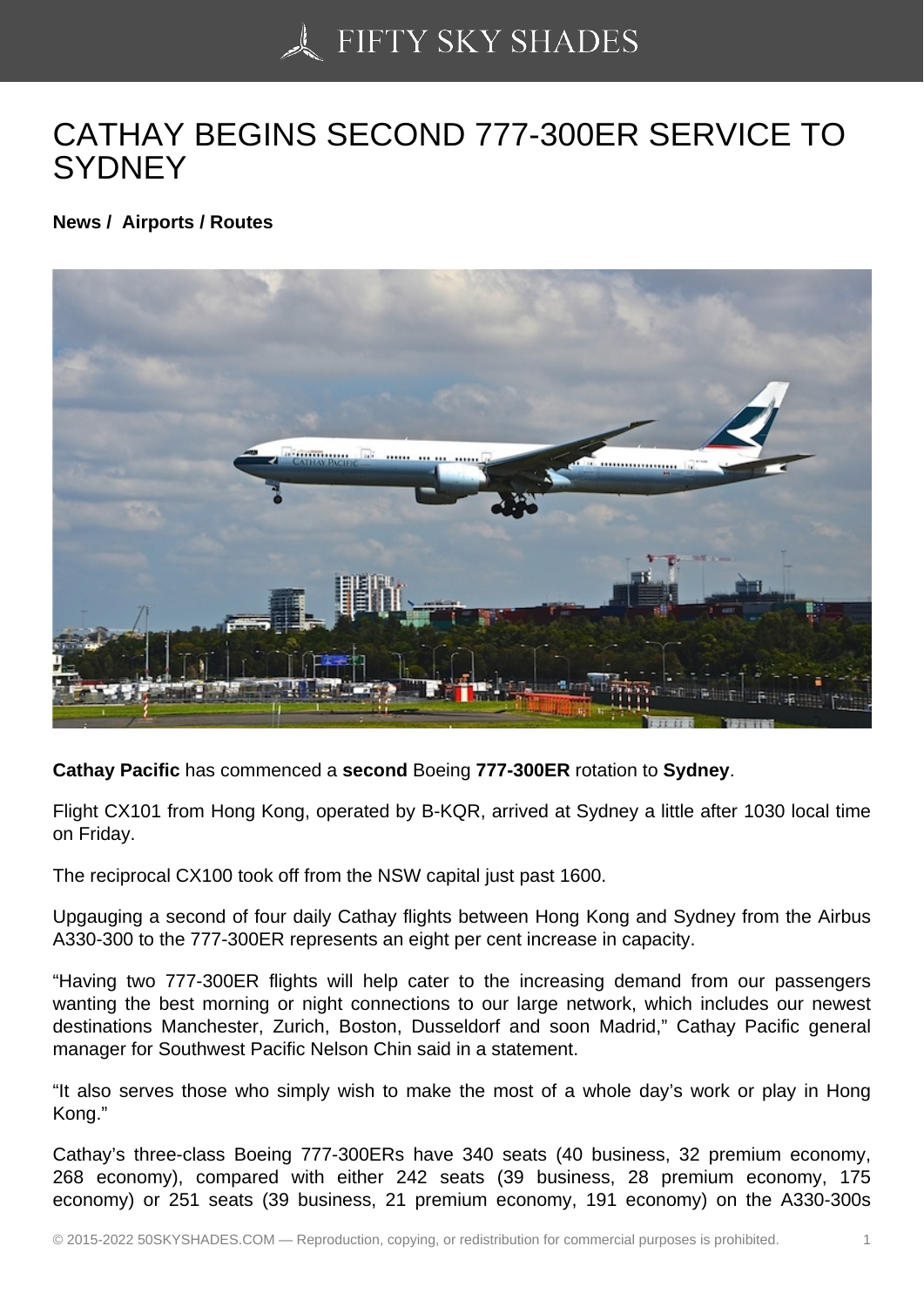# CATHAY BEGINS SECOND 777-300ER SERVICE TO SYDNEY

**News / Airports / Routes**

**Cathay Pacific** has commenced a **second** Boeing **777-300ER** rotation to **Sydney**.

Flight CX101 from Hong Kong, operated by B-KQR, arrived at Sydney a little after 1030 local time on Friday.

The reciprocal CX100 took off from the NSW capital just past 1600.

Upgauging a second of four daily Cathay flights between Hong Kong and Sydney from the Airbus A330-300 to the 777-300ER represents an eight per cent increase in capacity.

“Having two 777-300ER flights will help cater to the increasing demand from our passengers wanting the best morning or night connections to our large network, which includes our newest destinations Manchester, Zurich, Boston, Dusseldorf and soon Madrid,” Cathay Pacific general manager for Southwest Pacific Nelson Chin said in a statement.

“It also serves those who simply wish to make the most of a whole day’s work or play in Hong Kong.”

Cathay’s three-class Boeing 777-300ERs have 340 seats (40 business, 32 premium economy, 268 economy), compared with either 242 seats (39 business, 28 premium economy, 175 economy) or 251 seats (39 business, 21 premium economy, 191 economy) on the A330-300s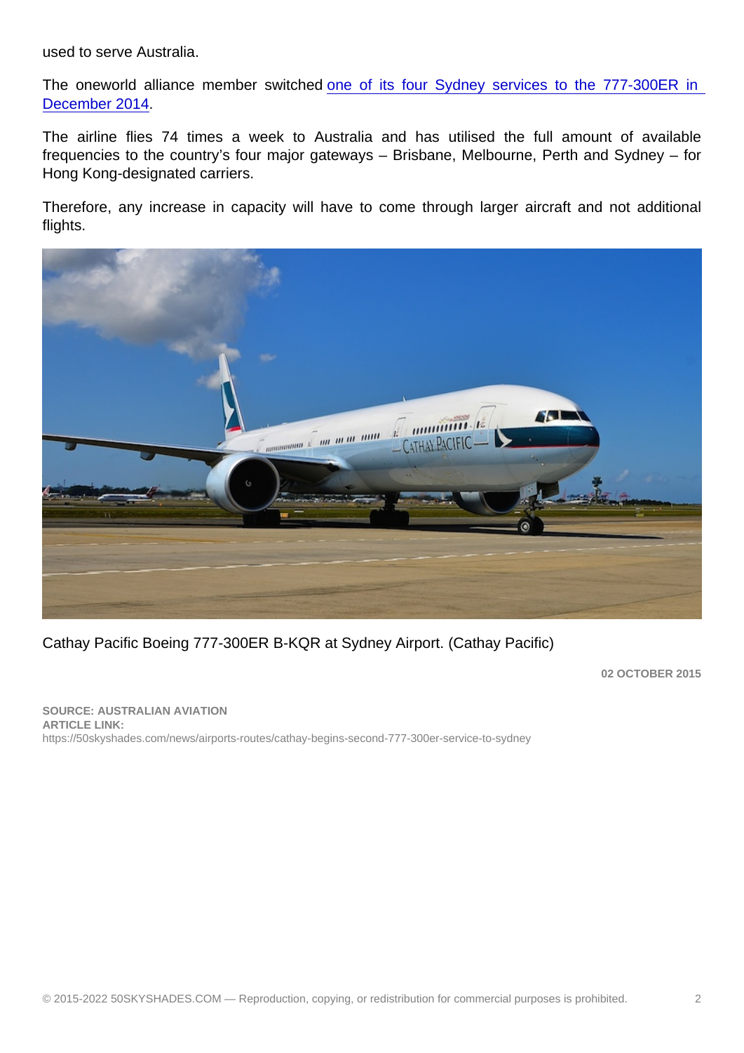used to serve Australia.

The oneworld alliance member switched [one of its four Sydney services to the 777-300ER in December 2014](#).

The airline flies 74 times a week to Australia and has utilised the full amount of available frequencies to the country's four major gateways – Brisbane, Melbourne, Perth and Sydney – for Hong Kong-designated carriers.

Therefore, any increase in capacity will have to come through larger aircraft and not additional flights.

Cathay Pacific Boeing 777-300ER B-KQR at Sydney Airport. (Cathay Pacific)

**02 OCTOBER 2015**

**SOURCE: AUSTRALIAN AVIATION**
**ARTICLE LINK:**
https://50skyshades.com/news/airports-routes/cathay-begins-second-777-300er-service-to-sydney

© 2015-2022 50SKYSHADES.COM — Reproduction, copying, or redistribution for commercial purposes is prohibited.